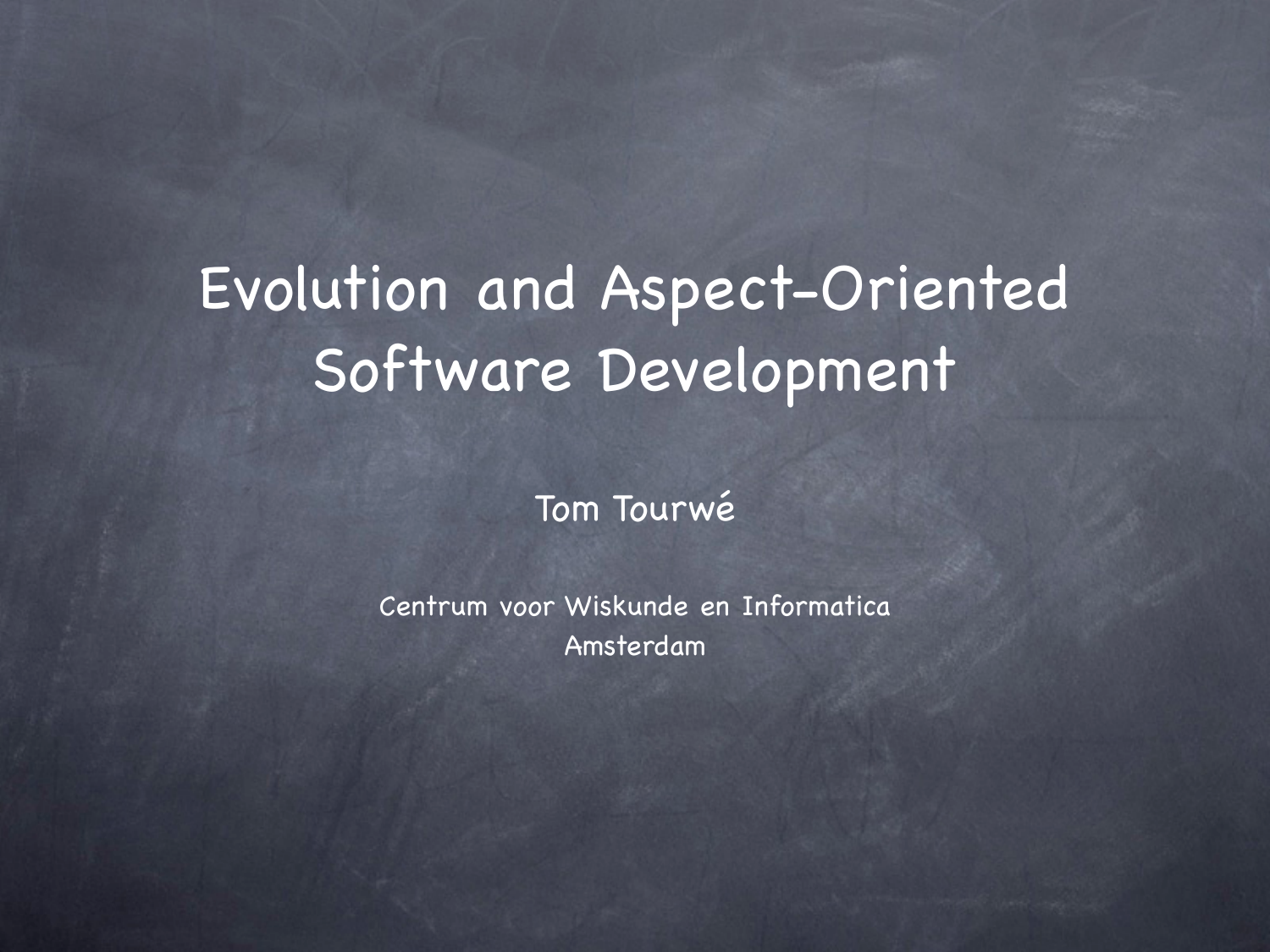# Evolution and Aspect-Oriented Software Development

Tom Tourwé

Centrum voor Wiskunde en Informatica
Amsterdam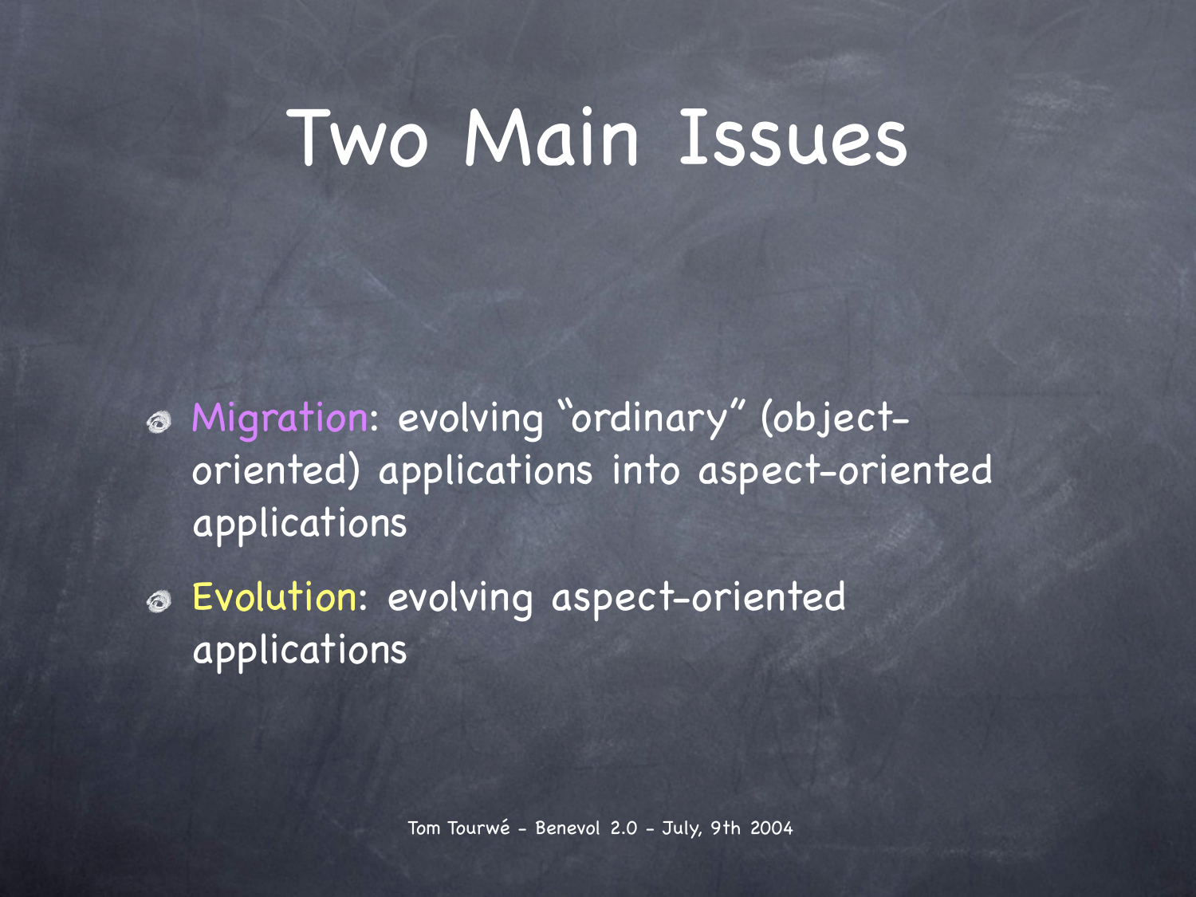# Two Main Issues

- Migration: evolving "ordinary" (object-oriented) applications into aspect-oriented applications
- Evolution: evolving aspect-oriented applications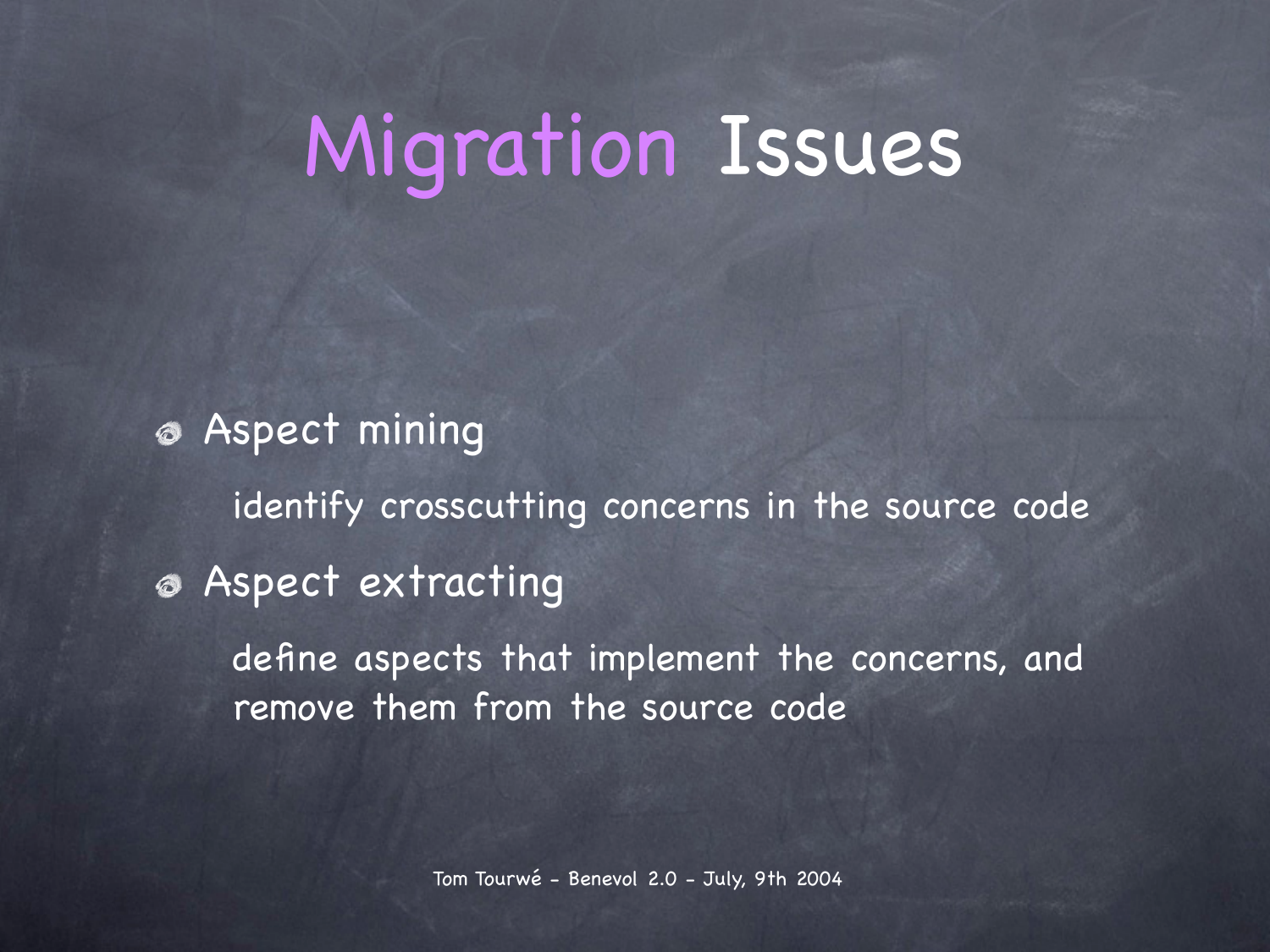# Migration Issues

- Aspect mining

  identify crosscutting concerns in the source code

- Aspect extracting

  define aspects that implement the concerns, and remove them from the source code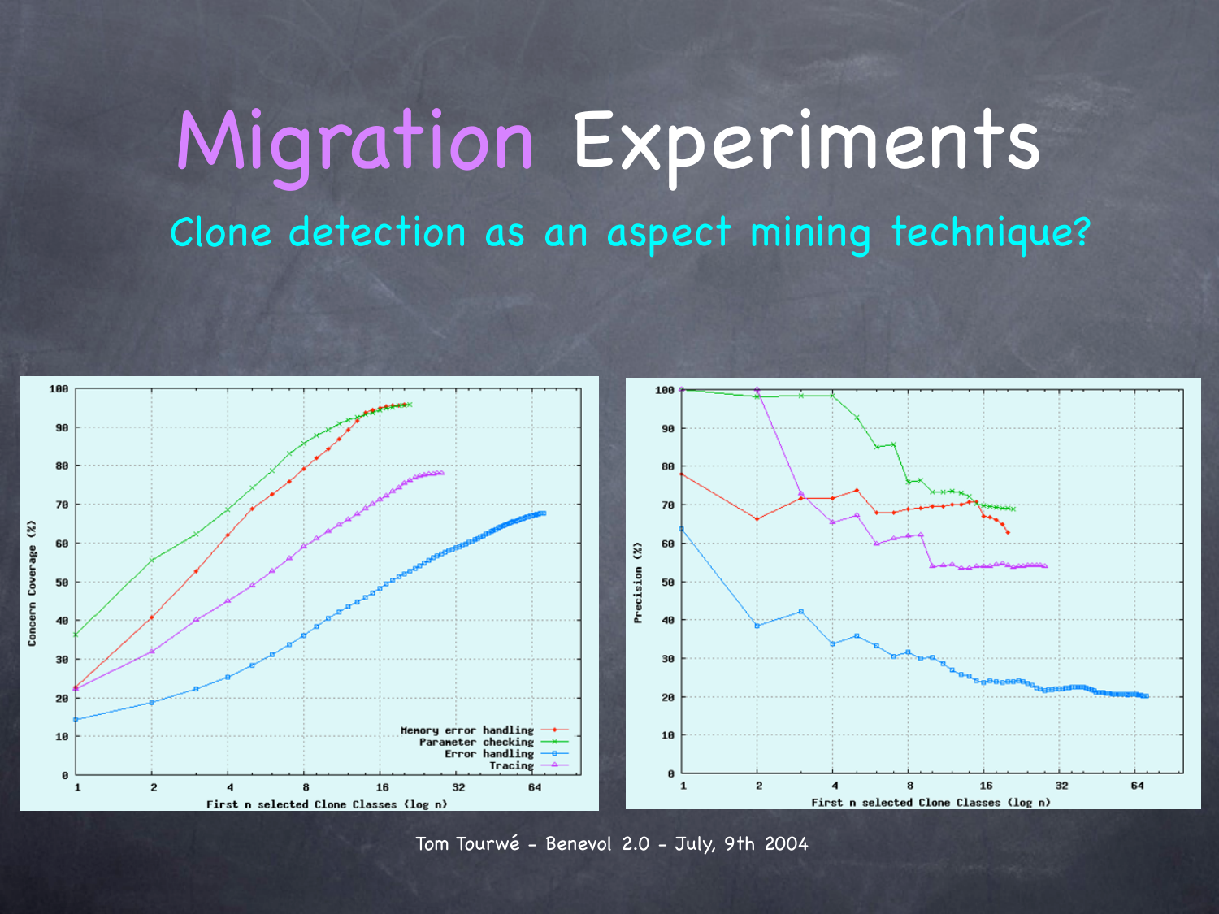# Migration Experiments

## Clone detection as an aspect mining technique?

Tom Tourwé - Benevol 2.0 - July, 9th 2004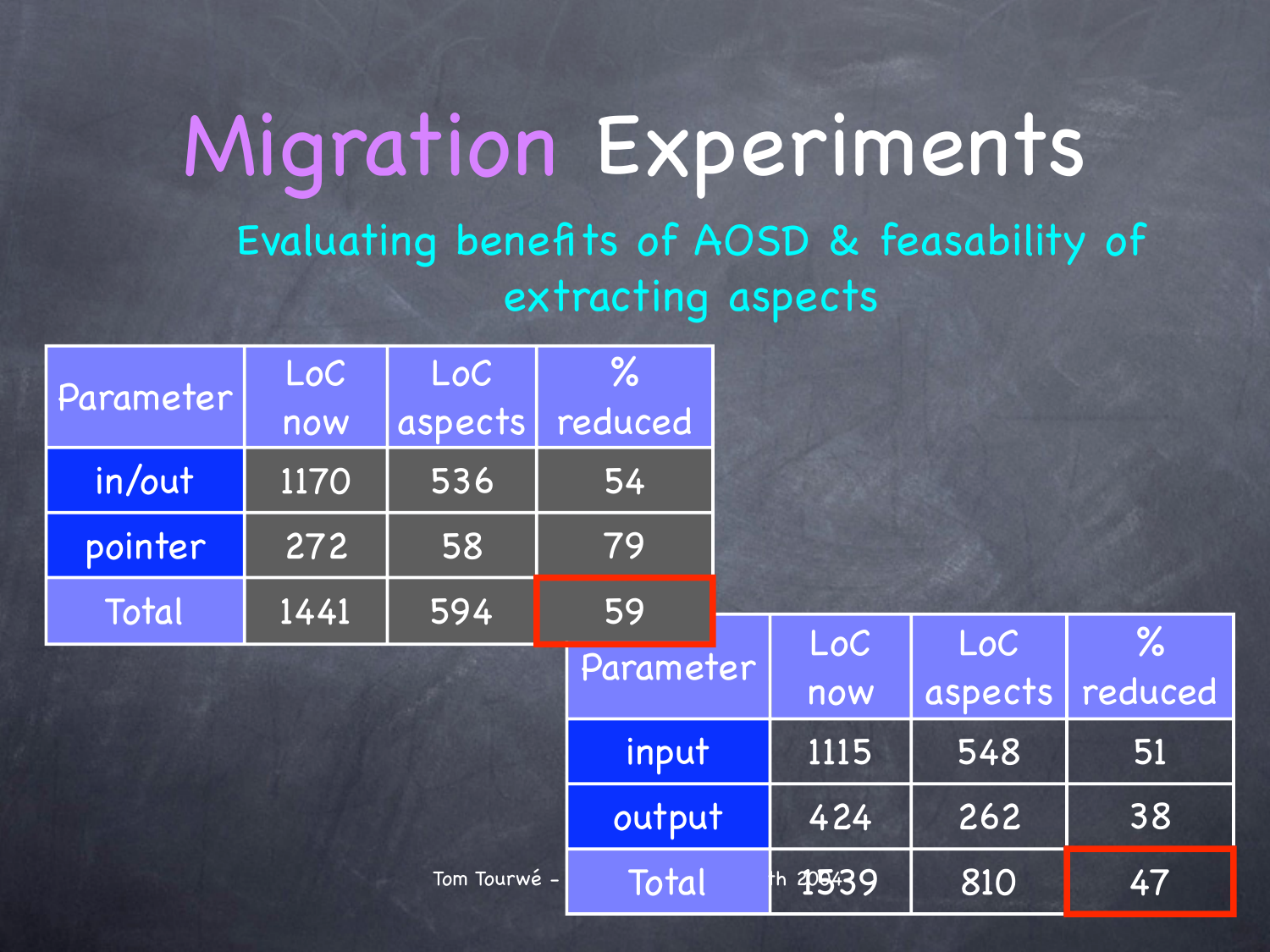# Migration Experiments

Evaluating benefits of AOSD & feasability of extracting aspects

| Parameter | LoC now | LoC aspects | % reduced |
|---|---|---|---|
| in/out | 1170 | 536 | 54 |
| pointer | 272 | 58 | 79 |
| Total | 1441 | 594 | 59 |

| Parameter | LoC now | LoC aspects | % reduced |
|---|---|---|---|
| input | 1115 | 548 | 51 |
| output | 424 | 262 | 38 |
| Total | 1539 | 810 | 47 |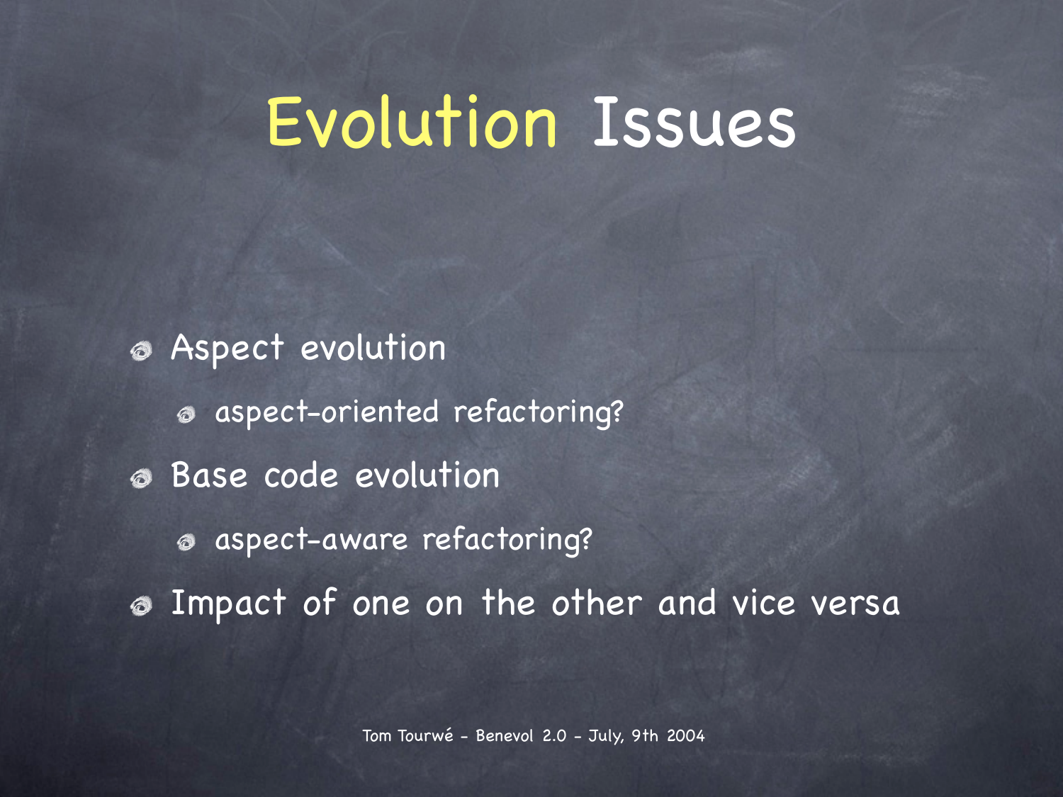# Evolution Issues

- Aspect evolution
  - aspect-oriented refactoring?
- Base code evolution
  - aspect-aware refactoring?
- Impact of one on the other and vice versa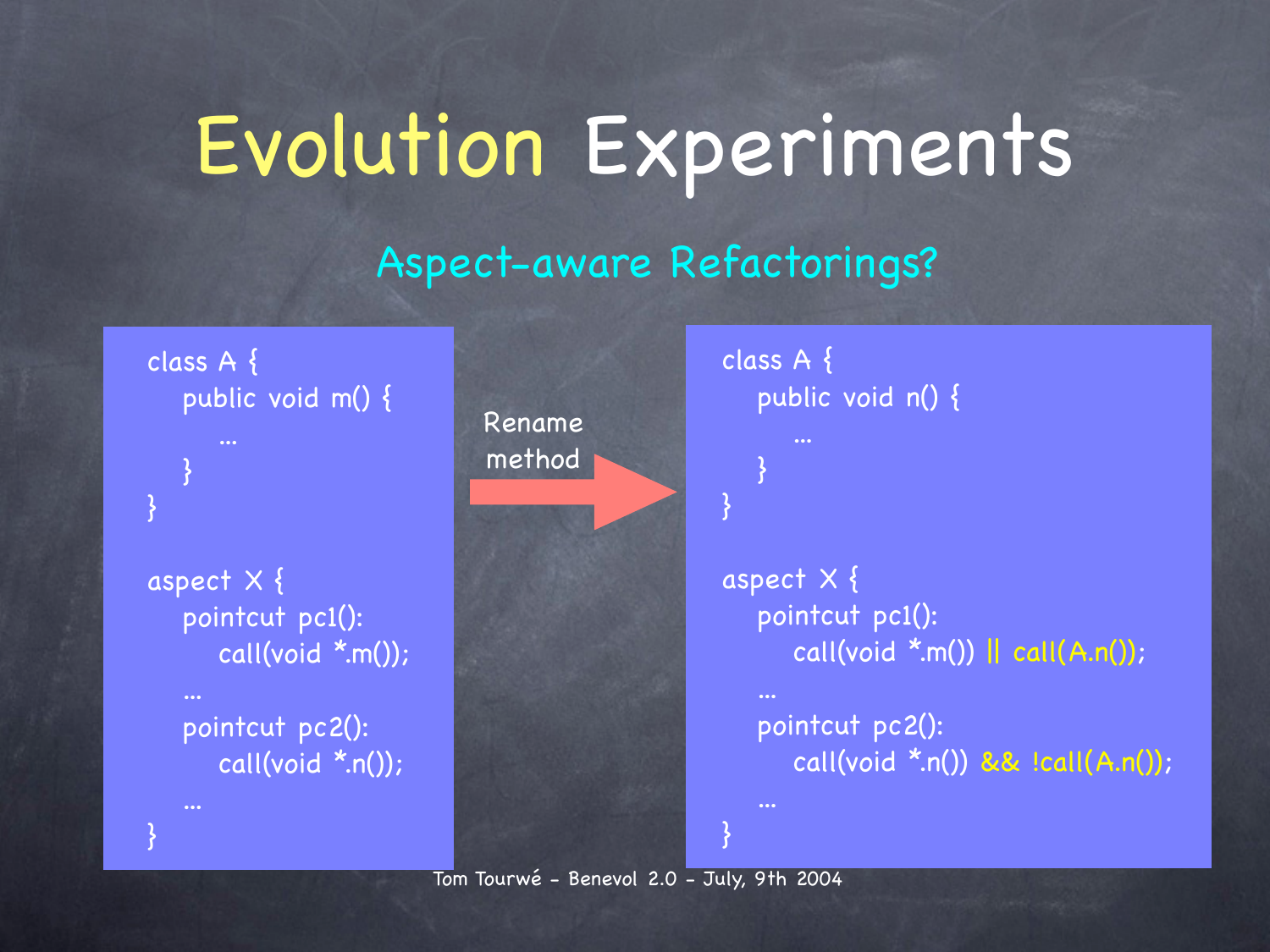# Evolution Experiments

## Aspect-aware Refactorings?

```
class A {
    public void m() {
        ...
    }
}

aspect X {
    pointcut pc1():
        call(void *.m());
    ...
    pointcut pc2():
        call(void *.n());
    ...
}
```

Rename method

```
class A {
    public void n() {
        ...
    }
}

aspect X {
    pointcut pc1():
        call(void *.m()) || call(A.n());
    ...
    pointcut pc2():
        call(void *.n()) && !call(A.n());
    ...
}
```

Tom Tourwé - Benevol 2.0 - July, 9th 2004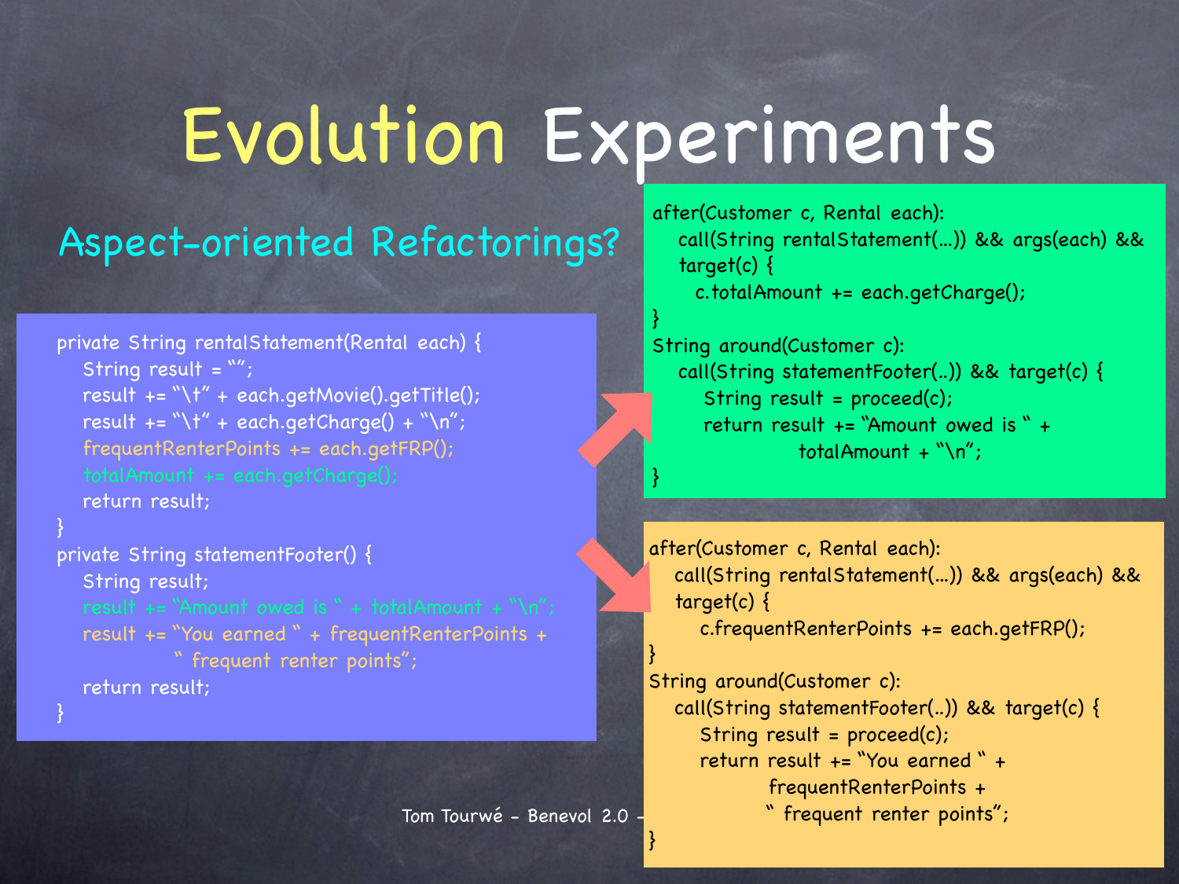# Evolution Experiments

## Aspect-oriented Refactorings?

```
private String rentalStatement(Rental each) {
    String result = "";
    result += "\t" + each.getMovie().getTitle();
    result += "\t" + each.getCharge() + "\n";
    frequentRenterPoints += each.getFRP();
    totalAmount += each.getCharge();
    return result;
}
private String statementFooter() {
    String result;
    result += "Amount owed is " + totalAmount + "\n";
    result += "You earned " + frequentRenterPoints +
              " frequent renter points";
    return result;
}
```

```
after(Customer c, Rental each):
   call(String rentalStatement(...)) && args(each) &&
   target(c) {
      c.totalAmount += each.getCharge();
}
String around(Customer c):
   call(String statementFooter(..)) && target(c) {
      String result = proceed(c);
      return result += "Amount owed is " +
                totalAmount + "\n";
}
```

```
after(Customer c, Rental each):
   call(String rentalStatement(...)) && args(each) &&
   target(c) {
      c.frequentRenterPoints += each.getFRP();
}
String around(Customer c):
   call(String statementFooter(..)) && target(c) {
      String result = proceed(c);
      return result += "You earned " +
             frequentRenterPoints +
             " frequent renter points";
}
```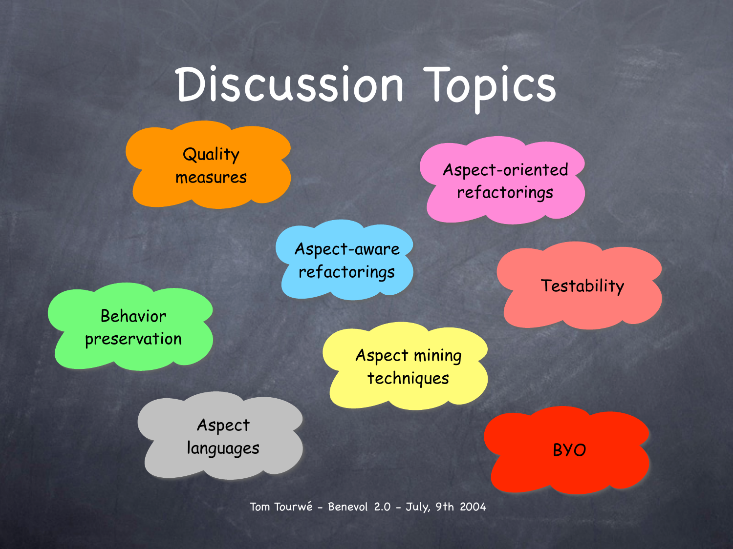# Discussion Topics

- Quality measures
- Aspect-oriented refactorings
- Aspect-aware refactorings
- Testability
- Behavior preservation
- Aspect mining techniques
- Aspect languages
- BYO